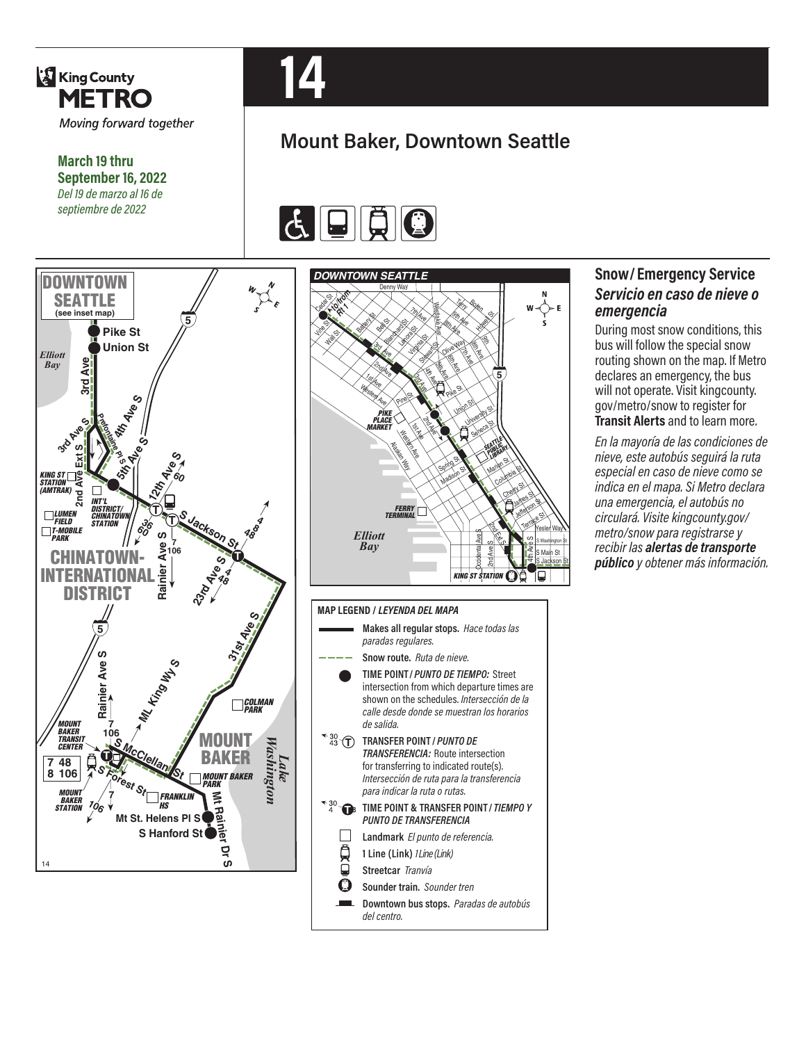King County METRO

*Moving forward together*

**March 19 thru September 16, 2022**
*Del 19 de marzo al 16 de septiembre de 2022*

# 14

## Mount Baker, Downtown Seattle

### MAP LEGEND / *LEYENDA DEL MAPA*

- **Makes all regular stops.** *Hace todas las paradas regulares.*
- **Snow route.** *Ruta de nieve.*
- **TIME POINT / *PUNTO DE TIEMPO:*** Street intersection from which departure times are shown on the schedules. *Intersección de la calle desde donde se muestran los horarios de salida.*
- **TRANSFER POINT / *PUNTO DE TRANSFERENCIA:*** Route intersection for transferring to indicated route(s). *Intersección de ruta para la transferencia para indicar la ruta o rutas.*
- **TIME POINT & TRANSFER POINT / *TIEMPO Y PUNTO DE TRANSFERENCIA***
- **Landmark** *El punto de referencia.*
- **1 Line (Link)** *1 Line (Link)*
- **Streetcar** *Tranvía*
- **Sounder train.** *Sounder tren*
- **Downtown bus stops.** *Paradas de autobús del centro.*

## Snow / Emergency Service

### *Servicio en caso de nieve o emergencia*

During most snow conditions, this bus will follow the special snow routing shown on the map. If Metro declares an emergency, the bus will not operate. Visit kingcounty.gov/metro/snow to register for **Transit Alerts** and to learn more.

*En la mayoría de las condiciones de nieve, este autobús seguirá la ruta especial en caso de nieve como se indica en el mapa. Si Metro declara una emergencia, el autobús no circulará. Visite kingcounty.gov/metro/snow para registrarse y recibir las **alertas de transporte público** y obtener más información.*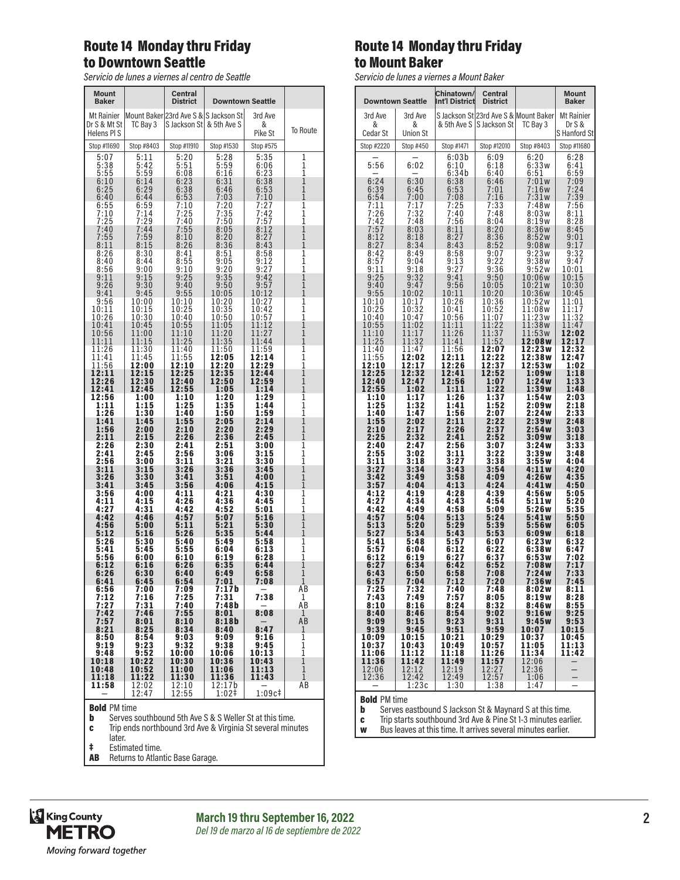## Route 14 Monday thru Friday to Downtown Seattle

*Servicio de lunes a viernes al centro de Seattle*

| Mount Baker | | Central District | Downtown Seattle | | |
|---|---|---|---|---|---|
| Mt Rainier Dr S & Mt St Helens Pl S | Mount Baker TC Bay 3 | 23rd Ave S & S Jackson St | S Jackson St & 5th Ave S | 3rd Ave & Pike St | To Route |
| Stop #11690 | Stop #8403 | Stop #11910 | Stop #1530 | Stop #575 | |
| 5:07 | 5:11 | 5:20 | 5:28 | 5:35 | 1 |
| 5:38 | 5:42 | 5:51 | 5:59 | 6:06 | 1 |
| 5:55 | 5:59 | 6:08 | 6:16 | 6:23 | 1 |
| 6:10 | 6:14 | 6:23 | 6:31 | 6:38 | 1 |
| 6:25 | 6:29 | 6:38 | 6:46 | 6:53 | 1 |
| 6:40 | 6:44 | 6:53 | 7:03 | 7:10 | 1 |
| 6:55 | 6:59 | 7:10 | 7:20 | 7:27 | 1 |
| 7:10 | 7:14 | 7:25 | 7:35 | 7:42 | 1 |
| 7:25 | 7:29 | 7:40 | 7:50 | 7:57 | 1 |
| 7:40 | 7:44 | 7:55 | 8:05 | 8:12 | 1 |
| 7:55 | 7:59 | 8:10 | 8:20 | 8:27 | 1 |
| 8:11 | 8:15 | 8:26 | 8:36 | 8:43 | 1 |
| 8:26 | 8:30 | 8:41 | 8:51 | 8:58 | 1 |
| 8:40 | 8:44 | 8:55 | 9:05 | 9:12 | 1 |
| 8:56 | 9:00 | 9:10 | 9:20 | 9:27 | 1 |
| 9:11 | 9:15 | 9:25 | 9:35 | 9:42 | 1 |
| 9:26 | 9:30 | 9:40 | 9:50 | 9:57 | 1 |
| 9:41 | 9:45 | 9:55 | 10:05 | 10:12 | 1 |
| 9:56 | 10:00 | 10:10 | 10:20 | 10:27 | 1 |
| 10:11 | 10:15 | 10:25 | 10:35 | 10:42 | 1 |
| 10:26 | 10:30 | 10:40 | 10:50 | 10:57 | 1 |
| 10:41 | 10:45 | 10:55 | 11:05 | 11:12 | 1 |
| 10:56 | 11:00 | 11:10 | 11:20 | 11:27 | 1 |
| 11:11 | 11:15 | 11:25 | 11:35 | 11:44 | 1 |
| 11:26 | 11:30 | 11:40 | 11:50 | 11:59 | 1 |
| 11:41 | 11:45 | 11:55 | **12:05** | **12:14** | 1 |
| 11:56 | **12:00** | **12:10** | **12:20** | **12:29** | 1 |
| **12:11** | **12:15** | **12:25** | **12:35** | **12:44** | 1 |
| **12:26** | **12:30** | **12:40** | **12:50** | **12:59** | 1 |
| **12:41** | **12:45** | **12:55** | **1:05** | **1:14** | 1 |
| **12:56** | **1:00** | **1:10** | **1:20** | **1:29** | 1 |
| **1:11** | **1:15** | **1:25** | **1:35** | **1:44** | 1 |
| **1:26** | **1:30** | **1:40** | **1:50** | **1:59** | 1 |
| **1:41** | **1:45** | **1:55** | **2:05** | **2:14** | 1 |
| **1:56** | **2:00** | **2:10** | **2:20** | **2:29** | 1 |
| **2:11** | **2:15** | **2:26** | **2:36** | **2:45** | 1 |
| **2:26** | **2:30** | **2:41** | **2:51** | **3:00** | 1 |
| **2:41** | **2:45** | **2:56** | **3:06** | **3:15** | 1 |
| **2:56** | **3:00** | **3:11** | **3:21** | **3:30** | 1 |
| **3:11** | **3:15** | **3:26** | **3:36** | **3:45** | 1 |
| **3:26** | **3:30** | **3:41** | **3:51** | **4:00** | 1 |
| **3:41** | **3:45** | **3:56** | **4:06** | **4:15** | 1 |
| **3:56** | **4:00** | **4:11** | **4:21** | **4:30** | 1 |
| **4:11** | **4:15** | **4:26** | **4:36** | **4:45** | 1 |
| **4:27** | **4:31** | **4:42** | **4:52** | **5:01** | 1 |
| **4:42** | **4:46** | **4:57** | **5:07** | **5:16** | 1 |
| **4:56** | **5:00** | **5:11** | **5:21** | **5:30** | 1 |
| **5:12** | **5:16** | **5:26** | **5:35** | **5:44** | 1 |
| **5:26** | **5:30** | **5:40** | **5:49** | **5:58** | 1 |
| **5:41** | **5:45** | **5:55** | **6:04** | **6:13** | 1 |
| **5:56** | **6:00** | **6:10** | **6:19** | **6:28** | 1 |
| **6:12** | **6:16** | **6:26** | **6:35** | **6:44** | 1 |
| **6:26** | **6:30** | **6:40** | **6:49** | **6:58** | 1 |
| **6:41** | **6:45** | **6:54** | **7:01** | **7:08** | 1 |
| **6:56** | **7:00** | **7:09** | **7:17b** | — | AB |
| **7:12** | **7:16** | **7:25** | **7:31** | **7:38** | 1 |
| **7:27** | **7:31** | **7:40** | **7:48b** | — | AB |
| **7:42** | **7:46** | **7:55** | **8:01** | **8:08** | 1 |
| **7:57** | **8:01** | **8:10** | **8:18b** | — | AB |
| **8:21** | **8:25** | **8:34** | **8:40** | **8:47** | 1 |
| **8:50** | **8:54** | **9:03** | **9:09** | **9:16** | 1 |
| **9:19** | **9:23** | **9:32** | **9:38** | **9:45** | 1 |
| **9:48** | **9:52** | **10:00** | **10:06** | **10:13** | 1 |
| **10:18** | **10:22** | **10:30** | **10:36** | **10:43** | 1 |
| **10:48** | **10:52** | **11:00** | **11:06** | **11:13** | 1 |
| **11:18** | **11:22** | **11:30** | **11:36** | **11:43** | 1 |
| **11:58** | 12:02 | 12:10 | 12:17b | — | AB |
| — | 12:47 | 12:55 | 1:02‡ | 1:09c‡ | |

**Bold** PM time
**b** Serves southbound 5th Ave S & S Weller St at this time.
**c** Trip ends northbound 3rd Ave & Virginia St several minutes later.
**‡** Estimated time.
**AB** Returns to Atlantic Base Garage.

## Route 14 Monday thru Friday to Mount Baker

*Servicio de lunes a viernes a Mount Baker*

| Downtown Seattle | | Chinatown/ Int'l District | Central District | | Mount Baker |
|---|---|---|---|---|---|
| 3rd Ave & Cedar St | 3rd Ave & Union St | S Jackson St & 5th Ave S | 23rd Ave S & S Jackson St | Mount Baker TC Bay 3 | Mt Rainier Dr S & S Hanford St |
| Stop #2220 | Stop #450 | Stop #1471 | Stop #12010 | Stop #8403 | Stop #11680 |
| — | — | 6:03b | 6:09 | 6:20 | 6:28 |
| 5:56 | 6:02 | 6:10 | 6:18 | 6:33w | 6:41 |
| — | — | 6:34b | 6:40 | 6:51 | 6:59 |
| 6:24 | 6:30 | 6:38 | 6:46 | 7:01w | 7:09 |
| 6:39 | 6:45 | 6:53 | 7:01 | 7:16w | 7:24 |
| 6:54 | 7:00 | 7:08 | 7:16 | 7:31w | 7:39 |
| 7:11 | 7:17 | 7:25 | 7:33 | 7:48w | 7:56 |
| 7:26 | 7:32 | 7:40 | 7:48 | 8:03w | 8:11 |
| 7:42 | 7:48 | 7:56 | 8:04 | 8:19w | 8:28 |
| 7:57 | 8:03 | 8:11 | 8:20 | 8:36w | 8:45 |
| 8:12 | 8:18 | 8:27 | 8:36 | 8:52w | 9:01 |
| 8:27 | 8:34 | 8:43 | 8:52 | 9:08w | 9:17 |
| 8:42 | 8:49 | 8:58 | 9:07 | 9:23w | 9:32 |
| 8:57 | 9:04 | 9:13 | 9:22 | 9:38w | 9:47 |
| 9:11 | 9:18 | 9:27 | 9:36 | 9:52w | 10:01 |
| 9:25 | 9:32 | 9:41 | 9:50 | 10:06w | 10:15 |
| 9:40 | 9:47 | 9:56 | 10:05 | 10:21w | 10:30 |
| 9:55 | 10:02 | 10:11 | 10:20 | 10:36w | 10:45 |
| 10:10 | 10:17 | 10:26 | 10:36 | 10:52w | 11:01 |
| 10:25 | 10:32 | 10:41 | 10:52 | 11:08w | 11:17 |
| 10:40 | 10:47 | 10:56 | 11:07 | 11:23w | 11:32 |
| 10:55 | 11:02 | 11:11 | 11:22 | 11:38w | 11:47 |
| 11:10 | 11:17 | 11:26 | 11:37 | 11:53w | **12:02** |
| 11:25 | 11:32 | 11:41 | 11:52 | **12:08w** | **12:17** |
| 11:40 | 11:47 | 11:56 | **12:07** | **12:23w** | **12:32** |
| 11:55 | **12:02** | **12:11** | **12:22** | **12:38w** | **12:47** |
| **12:10** | **12:17** | **12:26** | **12:37** | **12:53w** | **1:02** |
| **12:25** | **12:32** | **12:41** | **12:52** | **1:09w** | **1:18** |
| **12:40** | **12:47** | **12:56** | **1:07** | **1:24w** | **1:33** |
| **12:55** | **1:02** | **1:11** | **1:22** | **1:39w** | **1:48** |
| **1:10** | **1:17** | **1:26** | **1:37** | **1:54w** | **2:03** |
| **1:25** | **1:32** | **1:41** | **1:52** | **2:09w** | **2:18** |
| **1:40** | **1:47** | **1:56** | **2:07** | **2:24w** | **2:33** |
| **1:55** | **2:02** | **2:11** | **2:22** | **2:39w** | **2:48** |
| **2:10** | **2:17** | **2:26** | **2:37** | **2:54w** | **3:03** |
| **2:25** | **2:32** | **2:41** | **2:52** | **3:09w** | **3:18** |
| **2:40** | **2:47** | **2:56** | **3:07** | **3:24w** | **3:33** |
| **2:55** | **3:02** | **3:11** | **3:22** | **3:39w** | **3:48** |
| **3:11** | **3:18** | **3:27** | **3:38** | **3:55w** | **4:04** |
| **3:27** | **3:34** | **3:43** | **3:54** | **4:11w** | **4:20** |
| **3:42** | **3:49** | **3:58** | **4:09** | **4:26w** | **4:35** |
| **3:57** | **4:04** | **4:13** | **4:24** | **4:41w** | **4:50** |
| **4:12** | **4:19** | **4:28** | **4:39** | **4:56w** | **5:05** |
| **4:27** | **4:34** | **4:43** | **4:54** | **5:11w** | **5:20** |
| **4:42** | **4:49** | **4:58** | **5:09** | **5:26w** | **5:35** |
| **4:57** | **5:04** | **5:13** | **5:24** | **5:41w** | **5:50** |
| **5:13** | **5:20** | **5:29** | **5:39** | **5:56w** | **6:05** |
| **5:27** | **5:34** | **5:43** | **5:53** | **6:09w** | **6:18** |
| **5:41** | **5:48** | **5:57** | **6:07** | **6:23w** | **6:32** |
| **5:57** | **6:04** | **6:12** | **6:22** | **6:38w** | **6:47** |
| **6:12** | **6:19** | **6:27** | **6:37** | **6:53w** | **7:02** |
| **6:27** | **6:34** | **6:42** | **6:52** | **7:08w** | **7:17** |
| **6:43** | **6:50** | **6:58** | **7:08** | **7:24w** | **7:33** |
| **6:57** | **7:04** | **7:12** | **7:20** | **7:36w** | **7:45** |
| **7:25** | **7:32** | **7:40** | **7:48** | **8:02w** | **8:11** |
| **7:43** | **7:49** | **7:57** | **8:05** | **8:19w** | **8:28** |
| **8:10** | **8:16** | **8:24** | **8:32** | **8:46w** | **8:55** |
| **8:40** | **8:46** | **8:54** | **9:02** | **9:16w** | **9:25** |
| **9:09** | **9:15** | **9:23** | **9:31** | **9:45w** | **9:53** |
| **9:39** | **9:45** | **9:51** | **9:59** | **10:07** | **10:15** |
| **10:09** | **10:15** | **10:21** | **10:29** | **10:37** | **10:45** |
| **10:37** | **10:43** | **10:49** | **10:57** | **11:05** | **11:13** |
| **11:06** | **11:12** | **11:18** | **11:26** | **11:34** | **11:42** |
| **11:36** | **11:42** | **11:49** | **11:57** | 12:06 | — |
| 12:06 | 12:12 | 12:19 | 12:27 | 12:36 | — |
| 12:36 | 12:42 | 12:49 | 12:57 | 1:06 | — |
| — | 1:23c | 1:30 | 1:38 | 1:47 | — |

**Bold** PM time
**b** Serves eastbound S Jackson St & Maynard S at this time.
**c** Trip starts southbound 3rd Ave & Pine St 1-3 minutes earlier.
**w** Bus leaves at this time. It arrives several minutes earlier.

**March 19 thru September 16, 2022**
*Del 19 de marzo al 16 de septiembre de 2022*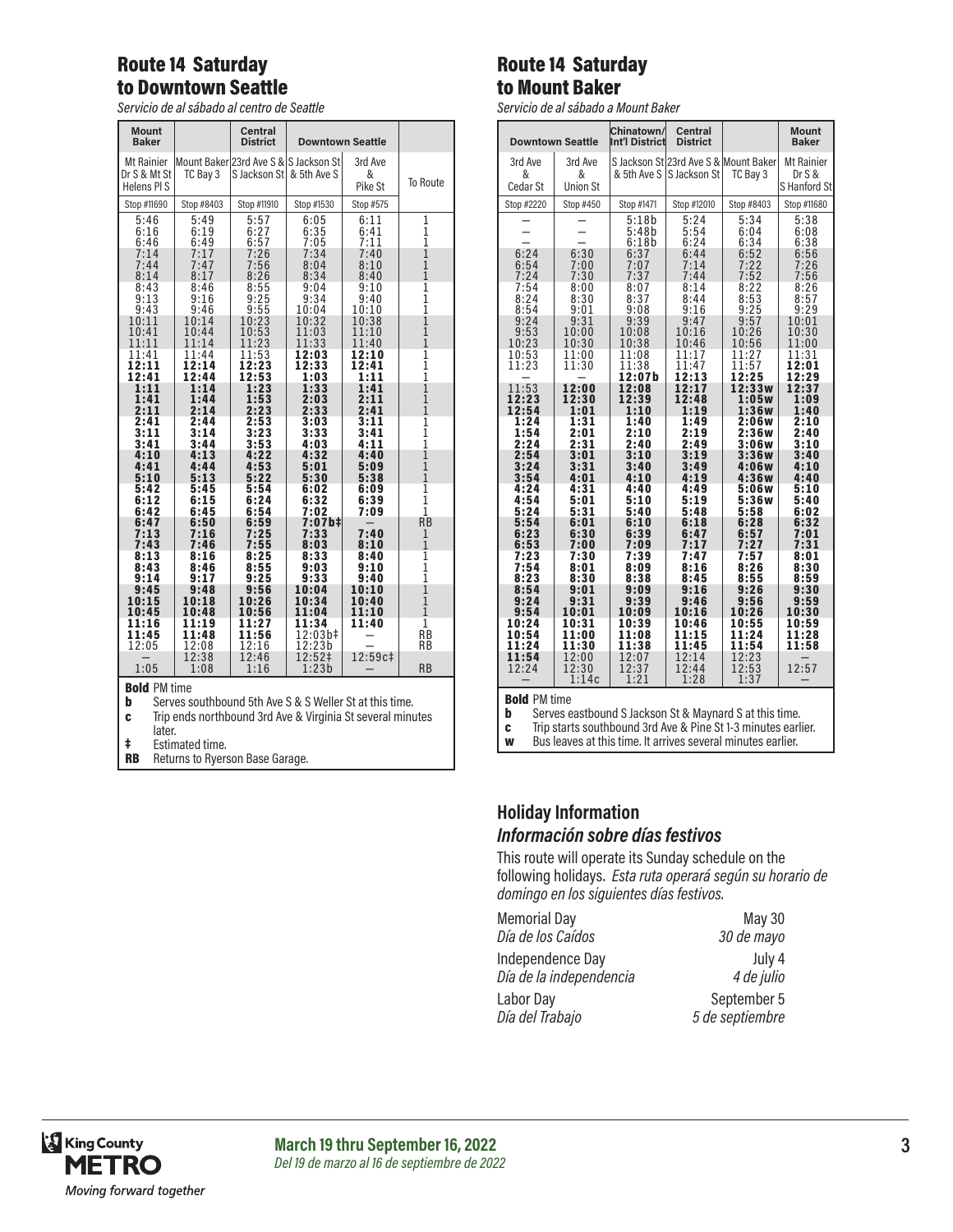## Route 14 Saturday to Downtown Seattle

*Servicio de al sábado al centro de Seattle*

| Mount Baker | | Central District | Downtown Seattle | | |
|---|---|---|---|---|---|
| Mt Rainier Dr S & Mt St Helens Pl S | Mount Baker TC Bay 3 | 23rd Ave S & S Jackson St | S Jackson St & 5th Ave S | 3rd Ave & Pike St | To Route |
| Stop #11690 | Stop #8403 | Stop #11910 | Stop #1530 | Stop #575 | |
| 5:46 | 5:49 | 5:57 | 6:05 | 6:11 | 1 |
| 6:16 | 6:19 | 6:27 | 6:35 | 6:41 | 1 |
| 6:46 | 6:49 | 6:57 | 7:05 | 7:11 | 1 |
| 7:14 | 7:17 | 7:26 | 7:34 | 7:40 | 1 |
| 7:44 | 7:47 | 7:56 | 8:04 | 8:10 | 1 |
| 8:14 | 8:17 | 8:26 | 8:34 | 8:40 | 1 |
| 8:43 | 8:46 | 8:55 | 9:04 | 9:10 | 1 |
| 9:13 | 9:16 | 9:25 | 9:34 | 9:40 | 1 |
| 9:43 | 9:46 | 9:55 | 10:04 | 10:10 | 1 |
| 10:11 | 10:14 | 10:23 | 10:32 | 10:38 | 1 |
| 10:41 | 10:44 | 10:53 | 11:03 | 11:10 | 1 |
| 11:11 | 11:14 | 11:23 | 11:33 | 11:40 | 1 |
| 11:41 | 11:44 | 11:53 | **12:03** | **12:10** | 1 |
| **12:11** | **12:14** | **12:23** | **12:33** | **12:41** | 1 |
| **12:41** | **12:44** | **12:53** | **1:03** | **1:11** | 1 |
| **1:11** | **1:14** | **1:23** | **1:33** | **1:41** | 1 |
| **1:41** | **1:44** | **1:53** | **2:03** | **2:11** | 1 |
| **2:11** | **2:14** | **2:23** | **2:33** | **2:41** | 1 |
| **2:41** | **2:44** | **2:53** | **3:03** | **3:11** | 1 |
| **3:11** | **3:14** | **3:23** | **3:33** | **3:41** | 1 |
| **3:41** | **3:44** | **3:53** | **4:03** | **4:11** | 1 |
| **4:10** | **4:13** | **4:22** | **4:32** | **4:40** | 1 |
| **4:41** | **4:44** | **4:53** | **5:01** | **5:09** | 1 |
| **5:10** | **5:13** | **5:22** | **5:30** | **5:38** | 1 |
| **5:42** | **5:45** | **5:54** | **6:02** | **6:09** | 1 |
| **6:12** | **6:15** | **6:24** | **6:32** | **6:39** | 1 |
| **6:42** | **6:45** | **6:54** | **7:02** | **7:09** | 1 |
| **6:47** | **6:50** | **6:59** | **7:07b‡** | – | RB |
| **7:13** | **7:16** | **7:25** | **7:33** | **7:40** | 1 |
| **7:43** | **7:46** | **7:55** | **8:03** | **8:10** | 1 |
| **8:13** | **8:16** | **8:25** | **8:33** | **8:40** | 1 |
| **8:43** | **8:46** | **8:55** | **9:03** | **9:10** | 1 |
| **9:14** | **9:17** | **9:25** | **9:33** | **9:40** | 1 |
| **9:45** | **9:48** | **9:56** | **10:04** | **10:10** | 1 |
| **10:15** | **10:18** | **10:26** | **10:34** | **10:40** | 1 |
| **10:45** | **10:48** | **10:56** | **11:04** | **11:10** | 1 |
| **11:16** | **11:19** | **11:27** | **11:34** | **11:40** | 1 |
| **11:45** | **11:48** | **11:56** | 12:03b‡ | – | RB |
| 12:05 | 12:08 | 12:16 | 12:23b | – | RB |
| – | 12:38 | 12:46 | 12:52‡ | 12:59c‡ | |
| 1:05 | 1:08 | 1:16 | 1:23b | – | RB |

**Bold** PM time
**b** Serves southbound 5th Ave S & S Weller St at this time.
**c** Trip ends northbound 3rd Ave & Virginia St several minutes later.
**‡** Estimated time.
**RB** Returns to Ryerson Base Garage.

## Route 14 Saturday to Mount Baker

*Servicio de al sábado a Mount Baker*

| Downtown Seattle | | Chinatown/ Int'l District | Central District | | Mount Baker |
|---|---|---|---|---|---|
| 3rd Ave & Cedar St | 3rd Ave & Union St | S Jackson St & 5th Ave S | 23rd Ave S & S Jackson St | Mount Baker TC Bay 3 | Mt Rainier Dr S & S Hanford St |
| Stop #2220 | Stop #450 | Stop #1471 | Stop #12010 | Stop #8403 | Stop #11680 |
| – | – | 5:18b | 5:24 | 5:34 | 5:38 |
| – | – | 5:48b | 5:54 | 6:04 | 6:08 |
| – | – | 6:18b | 6:24 | 6:34 | 6:38 |
| 6:24 | 6:30 | 6:37 | 6:44 | 6:52 | 6:56 |
| 6:54 | 7:00 | 7:07 | 7:14 | 7:22 | 7:26 |
| 7:24 | 7:30 | 7:37 | 7:44 | 7:52 | 7:56 |
| 7:54 | 8:00 | 8:07 | 8:14 | 8:22 | 8:26 |
| 8:24 | 8:30 | 8:37 | 8:44 | 8:53 | 8:57 |
| 8:54 | 9:01 | 9:08 | 9:16 | 9:25 | 9:29 |
| 9:24 | 9:31 | 9:39 | 9:47 | 9:57 | 10:01 |
| 9:53 | 10:00 | 10:08 | 10:16 | 10:26 | 10:30 |
| 10:23 | 10:30 | 10:38 | 10:46 | 10:56 | 11:00 |
| 10:53 | 11:00 | 11:08 | 11:17 | 11:27 | 11:31 |
| 11:23 | 11:30 | 11:38 | 11:47 | 11:57 | **12:01** |
| – | – | **12:07b** | **12:13** | **12:25** | **12:29** |
| 11:53 | **12:00** | **12:08** | **12:17** | **12:33w** | **12:37** |
| **12:23** | **12:30** | **12:39** | **12:48** | **1:05w** | **1:09** |
| **12:54** | **1:01** | **1:10** | **1:19** | **1:36w** | **1:40** |
| **1:24** | **1:31** | **1:40** | **1:49** | **2:06w** | **2:10** |
| **1:54** | **2:01** | **2:10** | **2:19** | **2:36w** | **2:40** |
| **2:24** | **2:31** | **2:40** | **2:49** | **3:06w** | **3:10** |
| **2:54** | **3:01** | **3:10** | **3:19** | **3:36w** | **3:40** |
| **3:24** | **3:31** | **3:40** | **3:49** | **4:06w** | **4:10** |
| **3:54** | **4:01** | **4:10** | **4:19** | **4:36w** | **4:40** |
| **4:24** | **4:31** | **4:40** | **4:49** | **5:06w** | **5:10** |
| **4:54** | **5:01** | **5:10** | **5:19** | **5:36w** | **5:40** |
| **5:24** | **5:31** | **5:40** | **5:48** | **5:58** | **6:02** |
| **5:54** | **6:01** | **6:10** | **6:18** | **6:28** | **6:32** |
| **6:23** | **6:30** | **6:39** | **6:47** | **6:57** | **7:01** |
| **6:53** | **7:00** | **7:09** | **7:17** | **7:27** | **7:31** |
| **7:23** | **7:30** | **7:39** | **7:47** | **7:57** | **8:01** |
| **7:54** | **8:01** | **8:09** | **8:16** | **8:26** | **8:30** |
| **8:23** | **8:30** | **8:38** | **8:45** | **8:55** | **8:59** |
| **8:54** | **9:01** | **9:09** | **9:16** | **9:26** | **9:30** |
| **9:24** | **9:31** | **9:39** | **9:46** | **9:56** | **9:59** |
| **9:54** | **10:01** | **10:09** | **10:16** | **10:26** | **10:30** |
| **10:24** | **10:31** | **10:39** | **10:46** | **10:55** | **10:59** |
| **10:54** | **11:00** | **11:08** | **11:15** | **11:24** | **11:28** |
| **11:24** | **11:30** | **11:38** | **11:45** | **11:54** | **11:58** |
| **11:54** | 12:00 | 12:07 | 12:14 | 12:23 | – |
| 12:24 | 12:30 | 12:37 | 12:44 | 12:53 | 12:57 |
| – | 1:14c | 1:21 | 1:28 | 1:37 | – |

**Bold** PM time
**b** Serves eastbound S Jackson St & Maynard S at this time.
**c** Trip starts southbound 3rd Ave & Pine St 1-3 minutes earlier.
**w** Bus leaves at this time. It arrives several minutes earlier.

### Holiday Information
### *Información sobre días festivos*

This route will operate its Sunday schedule on the following holidays. *Esta ruta operará según su horario de domingo en los siguientes días festivos.*

| Holiday | Date |
|---|---|
| Memorial Day / *Día de los Caídos* | May 30 / *30 de mayo* |
| Independence Day / *Día de la independencia* | July 4 / *4 de julio* |
| Labor Day / *Día del Trabajo* | September 5 / *5 de septiembre* |

**March 19 thru September 16, 2022**
*Del 19 de marzo al 16 de septiembre de 2022*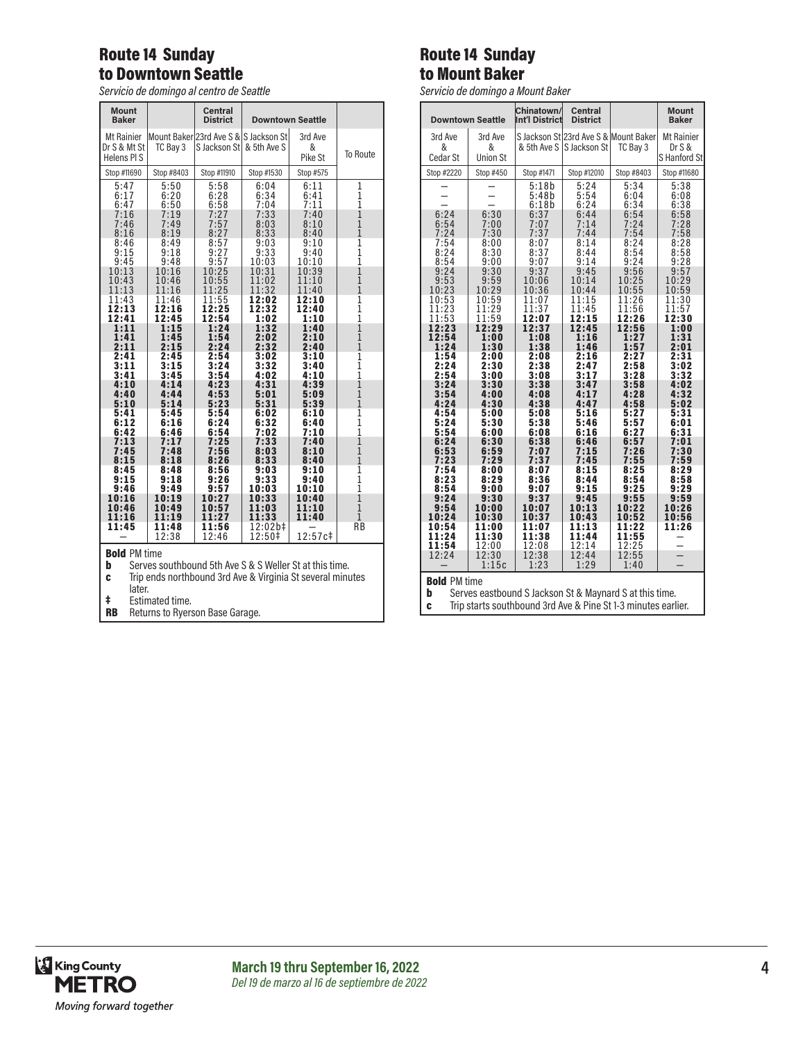## Route 14 Sunday to Downtown Seattle

*Servicio de domingo al centro de Seattle*

| Mount Baker | | Central District | Downtown Seattle | | |
|---|---|---|---|---|---|
| Mt Rainier Dr S & Mt St Helens Pl S | Mount Baker TC Bay 3 | 23rd Ave S & S Jackson St | S Jackson St & 5th Ave S | 3rd Ave & Pike St | To Route |
| Stop #11690 | Stop #8403 | Stop #11910 | Stop #1530 | Stop #575 | |
| 5:47 | 5:50 | 5:58 | 6:04 | 6:11 | 1 |
| 6:17 | 6:20 | 6:28 | 6:34 | 6:41 | 1 |
| 6:47 | 6:50 | 6:58 | 7:04 | 7:11 | 1 |
| 7:16 | 7:19 | 7:27 | 7:33 | 7:40 | 1 |
| 7:46 | 7:49 | 7:57 | 8:03 | 8:10 | 1 |
| 8:16 | 8:19 | 8:27 | 8:33 | 8:40 | 1 |
| 8:46 | 8:49 | 8:57 | 9:03 | 9:10 | 1 |
| 9:15 | 9:18 | 9:27 | 9:33 | 9:40 | 1 |
| 9:45 | 9:48 | 9:57 | 10:03 | 10:10 | 1 |
| 10:13 | 10:16 | 10:25 | 10:31 | 10:39 | 1 |
| 10:43 | 10:46 | 10:55 | 11:02 | 11:10 | 1 |
| 11:13 | 11:16 | 11:25 | 11:32 | 11:40 | 1 |
| 11:43 | 11:46 | 11:55 | **12:02** | **12:10** | 1 |
| **12:13** | **12:16** | **12:25** | **12:32** | **12:40** | 1 |
| **12:41** | **12:45** | **12:54** | **1:02** | **1:10** | 1 |
| **1:11** | **1:15** | **1:24** | **1:32** | **1:40** | 1 |
| **1:41** | **1:45** | **1:54** | **2:02** | **2:10** | 1 |
| **2:11** | **2:15** | **2:24** | **2:32** | **2:40** | 1 |
| **2:41** | **2:45** | **2:54** | **3:02** | **3:10** | 1 |
| **3:11** | **3:15** | **3:24** | **3:32** | **3:40** | 1 |
| **3:41** | **3:45** | **3:54** | **4:02** | **4:10** | 1 |
| **4:10** | **4:14** | **4:23** | **4:31** | **4:39** | 1 |
| **4:40** | **4:44** | **4:53** | **5:01** | **5:09** | 1 |
| **5:10** | **5:14** | **5:23** | **5:31** | **5:39** | 1 |
| **5:41** | **5:45** | **5:54** | **6:02** | **6:10** | 1 |
| **6:12** | **6:16** | **6:24** | **6:32** | **6:40** | 1 |
| **6:42** | **6:46** | **6:54** | **7:02** | **7:10** | 1 |
| **7:13** | **7:17** | **7:25** | **7:33** | **7:40** | 1 |
| **7:45** | **7:48** | **7:56** | **8:03** | **8:10** | 1 |
| **8:15** | **8:18** | **8:26** | **8:33** | **8:40** | 1 |
| **8:45** | **8:48** | **8:56** | **9:03** | **9:10** | 1 |
| **9:15** | **9:18** | **9:26** | **9:33** | **9:40** | 1 |
| **9:46** | **9:49** | **9:57** | **10:03** | **10:10** | 1 |
| **10:16** | **10:19** | **10:27** | **10:33** | **10:40** | 1 |
| **10:46** | **10:49** | **10:57** | **11:03** | **11:10** | 1 |
| **11:16** | **11:19** | **11:27** | **11:33** | **11:40** | 1 |
| **11:45** | **11:48** | **11:56** | 12:02b‡ | — | RB |
| — | 12:38 | 12:46 | 12:50‡ | 12:57c‡ | |

**Bold** PM time
**b** Serves southbound 5th Ave S & S Weller St at this time.
**c** Trip ends northbound 3rd Ave & Virginia St several minutes later.
**‡** Estimated time.
**RB** Returns to Ryerson Base Garage.

## Route 14 Sunday to Mount Baker

*Servicio de domingo a Mount Baker*

| Downtown Seattle | | Chinatown/ Int'l District | Central District | | Mount Baker |
|---|---|---|---|---|---|
| 3rd Ave & Cedar St | 3rd Ave & Union St | S Jackson St & 5th Ave S | 23rd Ave S & S Jackson St | Mount Baker TC Bay 3 | Mt Rainier Dr S & S Hanford St |
| Stop #2220 | Stop #450 | Stop #1471 | Stop #12010 | Stop #8403 | Stop #11680 |
| — | — | 5:18b | 5:24 | 5:34 | 5:38 |
| — | — | 5:48b | 5:54 | 6:04 | 6:08 |
| — | — | 6:18b | 6:24 | 6:34 | 6:38 |
| 6:24 | 6:30 | 6:37 | 6:44 | 6:54 | 6:58 |
| 6:54 | 7:00 | 7:07 | 7:14 | 7:24 | 7:28 |
| 7:24 | 7:30 | 7:37 | 7:44 | 7:54 | 7:58 |
| 7:54 | 8:00 | 8:07 | 8:14 | 8:24 | 8:28 |
| 8:24 | 8:30 | 8:37 | 8:44 | 8:54 | 8:58 |
| 8:54 | 9:00 | 9:07 | 9:14 | 9:24 | 9:28 |
| 9:24 | 9:30 | 9:37 | 9:45 | 9:56 | 9:57 |
| 9:53 | 9:59 | 10:06 | 10:14 | 10:25 | 10:29 |
| 10:23 | 10:29 | 10:36 | 10:44 | 10:55 | 10:59 |
| 10:53 | 10:59 | 11:07 | 11:15 | 11:26 | 11:30 |
| 11:23 | 11:29 | 11:37 | 11:45 | 11:56 | 11:57 |
| 11:53 | 11:59 | **12:07** | **12:15** | **12:26** | **12:30** |
| **12:23** | **12:29** | **12:37** | **12:45** | **12:56** | **1:00** |
| **12:54** | **1:00** | **1:08** | **1:16** | **1:27** | **1:31** |
| **1:24** | **1:30** | **1:38** | **1:46** | **1:57** | **2:01** |
| **1:54** | **2:00** | **2:08** | **2:16** | **2:27** | **2:31** |
| **2:24** | **2:30** | **2:38** | **2:47** | **2:58** | **3:02** |
| **2:54** | **3:00** | **3:08** | **3:17** | **3:28** | **3:32** |
| **3:24** | **3:30** | **3:38** | **3:47** | **3:58** | **4:02** |
| **3:54** | **4:00** | **4:08** | **4:17** | **4:28** | **4:32** |
| **4:24** | **4:30** | **4:38** | **4:47** | **4:58** | **5:02** |
| **4:54** | **5:00** | **5:08** | **5:16** | **5:27** | **5:31** |
| **5:24** | **5:30** | **5:38** | **5:46** | **5:57** | **6:01** |
| **5:54** | **6:00** | **6:08** | **6:16** | **6:27** | **6:31** |
| **6:24** | **6:30** | **6:38** | **6:46** | **6:57** | **7:01** |
| **6:53** | **6:59** | **7:07** | **7:15** | **7:26** | **7:30** |
| **7:23** | **7:29** | **7:37** | **7:45** | **7:55** | **7:59** |
| **7:54** | **8:00** | **8:07** | **8:15** | **8:25** | **8:29** |
| **8:23** | **8:29** | **8:36** | **8:44** | **8:54** | **8:58** |
| **8:54** | **9:00** | **9:07** | **9:15** | **9:25** | **9:29** |
| **9:24** | **9:30** | **9:37** | **9:45** | **9:55** | **9:59** |
| **9:54** | **10:00** | **10:07** | **10:13** | **10:22** | **10:26** |
| **10:24** | **10:30** | **10:37** | **10:43** | **10:52** | **10:56** |
| **10:54** | **11:00** | **11:07** | **11:13** | **11:22** | **11:26** |
| **11:24** | **11:30** | **11:38** | **11:44** | **11:55** | — |
| **11:54** | 12:00 | 12:08 | 12:14 | 12:25 | — |
| 12:24 | 12:30 | 12:38 | 12:44 | 12:55 | — |
| — | 1:15c | 1:23 | 1:29 | 1:40 | — |

**Bold** PM time
**b** Serves eastbound S Jackson St & Maynard S at this time.
**c** Trip starts southbound 3rd Ave & Pine St 1-3 minutes earlier.

King County METRO
*Moving forward together*

**March 19 thru September 16, 2022**
*Del 19 de marzo al 16 de septiembre de 2022*